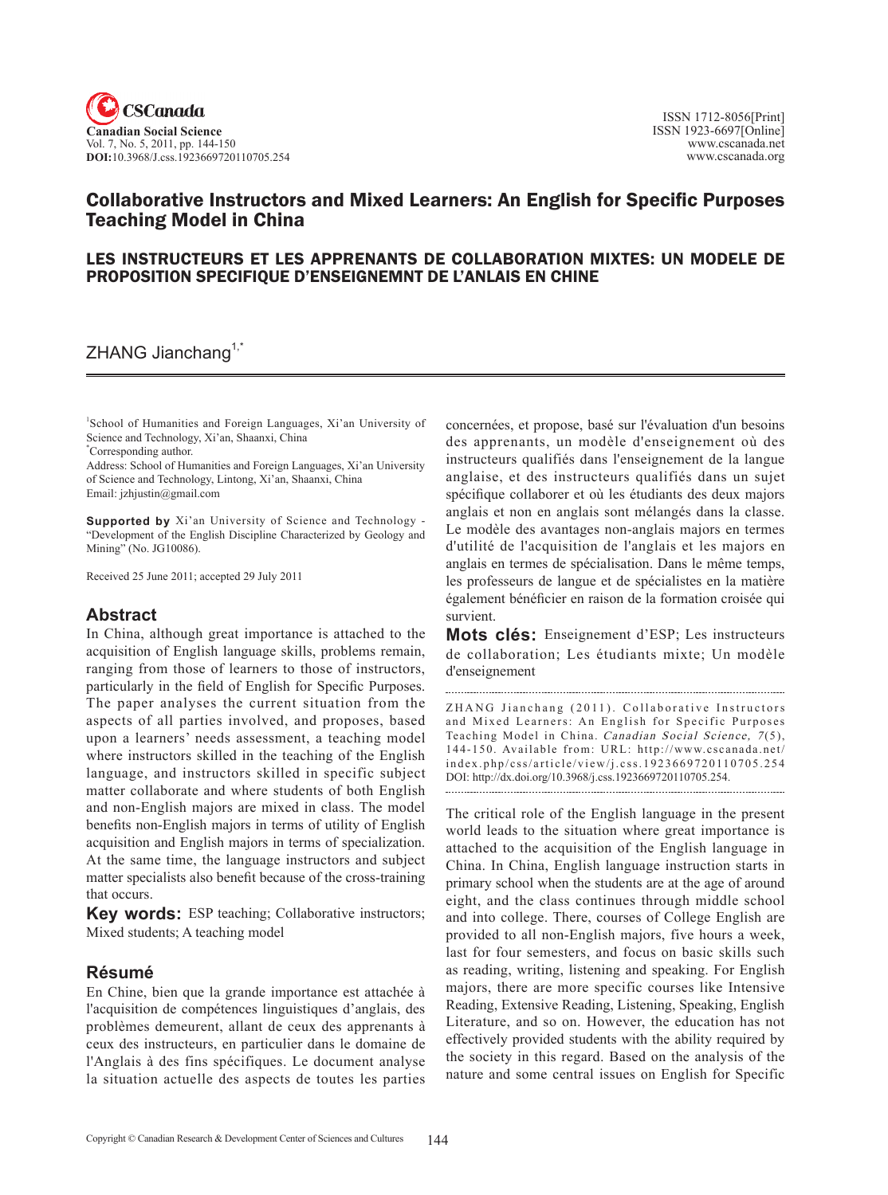# Collaborative Instructors and Mixed Learners: An English for Specific Purposes Teaching Model in China

## LES INSTRUCTEURS ET LES APPRENANTS DE COLLABORATION MIXTES: UN MODELE DE PROPOSITION SPECIFIQUE D'ENSEIGNEMNT DE L'ANLAIS EN CHINE

ZHANG Jianchang[1,*]

[1]School of Humanities and Foreign Languages, Xi'an University of Science and Technology, Xi'an, Shaanxi, China
[*]Corresponding author.
Address: School of Humanities and Foreign Languages, Xi'an University of Science and Technology, Lintong, Xi'an, Shaanxi, China
Email: jzhjustin@gmail.com

**Supported by** Xi'an University of Science and Technology - "Development of the English Discipline Characterized by Geology and Mining" (No. JG10086).

Received 25 June 2011; accepted 29 July 2011

## Abstract

In China, although great importance is attached to the acquisition of English language skills, problems remain, ranging from those of learners to those of instructors, particularly in the field of English for Specific Purposes. The paper analyses the current situation from the aspects of all parties involved, and proposes, based upon a learners' needs assessment, a teaching model where instructors skilled in the teaching of the English language, and instructors skilled in specific subject matter collaborate and where students of both English and non-English majors are mixed in class. The model benefits non-English majors in terms of utility of English acquisition and English majors in terms of specialization. At the same time, the language instructors and subject matter specialists also benefit because of the cross-training that occurs.

**Key words:** ESP teaching; Collaborative instructors; Mixed students; A teaching model

## Résumé

En Chine, bien que la grande importance est attachée à l'acquisition de compétences linguistiques d'anglais, des problèmes demeurent, allant de ceux des apprenants à ceux des instructeurs, en particulier dans le domaine de l'Anglais à des fins spécifiques. Le document analyse la situation actuelle des aspects de toutes les parties concernées, et propose, basé sur l'évaluation d'un besoins des apprenants, un modèle d'enseignement où des instructeurs qualifiés dans l'enseignement de la langue anglaise, et des instructeurs qualifiés dans un sujet spécifique collaborer et où les étudiants des deux majors anglais et non en anglais sont mélangés dans la classe. Le modèle des avantages non-anglais majors en termes d'utilité de l'acquisition de l'anglais et les majors en anglais en termes de spécialisation. Dans le même temps, les professeurs de langue et de spécialistes en la matière également bénéficier en raison de la formation croisée qui survient.

**Mots clés:** Enseignement d'ESP; Les instructeurs de collaboration; Les étudiants mixte; Un modèle d'enseignement

ZHANG Jianchang (2011). Collaborative Instructors and Mixed Learners: An English for Specific Purposes Teaching Model in China. *Canadian Social Science, 7*(5), 144-150. Available from: URL: http://www.cscanada.net/index.php/css/article/view/j.css.1923669720110705.254
DOI: http://dx.doi.org/10.3968/j.css.1923669720110705.254.

The critical role of the English language in the present world leads to the situation where great importance is attached to the acquisition of the English language in China. In China, English language instruction starts in primary school when the students are at the age of around eight, and the class continues through middle school and into college. There, courses of College English are provided to all non-English majors, five hours a week, last for four semesters, and focus on basic skills such as reading, writing, listening and speaking. For English majors, there are more specific courses like Intensive Reading, Extensive Reading, Listening, Speaking, English Literature, and so on. However, the education has not effectively provided students with the ability required by the society in this regard. Based on the analysis of the nature and some central issues on English for Specific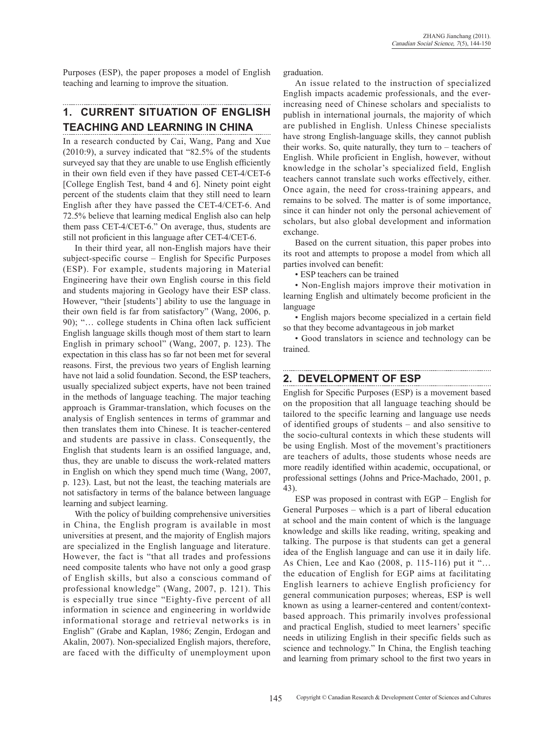Purposes (ESP), the paper proposes a model of English teaching and learning to improve the situation.

## 1. CURRENT SITUATION OF ENGLISH TEACHING AND LEARNING IN CHINA

In a research conducted by Cai, Wang, Pang and Xue (2010:9), a survey indicated that "82.5% of the students surveyed say that they are unable to use English efficiently in their own field even if they have passed CET-4/CET-6 [College English Test, band 4 and 6]. Ninety point eight percent of the students claim that they still need to learn English after they have passed the CET-4/CET-6. And 72.5% believe that learning medical English also can help them pass CET-4/CET-6." On average, thus, students are still not proficient in this language after CET-4/CET-6.

In their third year, all non-English majors have their subject-specific course – English for Specific Purposes (ESP). For example, students majoring in Material Engineering have their own English course in this field and students majoring in Geology have their ESP class. However, "their [students'] ability to use the language in their own field is far from satisfactory" (Wang, 2006, p. 90); "… college students in China often lack sufficient English language skills though most of them start to learn English in primary school" (Wang, 2007, p. 123). The expectation in this class has so far not been met for several reasons. First, the previous two years of English learning have not laid a solid foundation. Second, the ESP teachers, usually specialized subject experts, have not been trained in the methods of language teaching. The major teaching approach is Grammar-translation, which focuses on the analysis of English sentences in terms of grammar and then translates them into Chinese. It is teacher-centered and students are passive in class. Consequently, the English that students learn is an ossified language, and, thus, they are unable to discuss the work-related matters in English on which they spend much time (Wang, 2007, p. 123). Last, but not the least, the teaching materials are not satisfactory in terms of the balance between language learning and subject learning.

With the policy of building comprehensive universities in China, the English program is available in most universities at present, and the majority of English majors are specialized in the English language and literature. However, the fact is "that all trades and professions need composite talents who have not only a good grasp of English skills, but also a conscious command of professional knowledge" (Wang, 2007, p. 121). This is especially true since "Eighty-five percent of all information in science and engineering in worldwide informational storage and retrieval networks is in English" (Grabe and Kaplan, 1986; Zengin, Erdogan and Akalin, 2007). Non-specialized English majors, therefore, are faced with the difficulty of unemployment upon graduation.

An issue related to the instruction of specialized English impacts academic professionals, and the ever-increasing need of Chinese scholars and specialists to publish in international journals, the majority of which are published in English. Unless Chinese specialists have strong English-language skills, they cannot publish their works. So, quite naturally, they turn to – teachers of English. While proficient in English, however, without knowledge in the scholar's specialized field, English teachers cannot translate such works effectively, either. Once again, the need for cross-training appears, and remains to be solved. The matter is of some importance, since it can hinder not only the personal achievement of scholars, but also global development and information exchange.

Based on the current situation, this paper probes into its root and attempts to propose a model from which all parties involved can benefit:

- ESP teachers can be trained
- Non-English majors improve their motivation in learning English and ultimately become proficient in the language
- English majors become specialized in a certain field so that they become advantageous in job market
- Good translators in science and technology can be trained.

## 2. DEVELOPMENT OF ESP

English for Specific Purposes (ESP) is a movement based on the proposition that all language teaching should be tailored to the specific learning and language use needs of identified groups of students – and also sensitive to the socio-cultural contexts in which these students will be using English. Most of the movement's practitioners are teachers of adults, those students whose needs are more readily identified within academic, occupational, or professional settings (Johns and Price-Machado, 2001, p. 43).

ESP was proposed in contrast with EGP – English for General Purposes – which is a part of liberal education at school and the main content of which is the language knowledge and skills like reading, writing, speaking and talking. The purpose is that students can get a general idea of the English language and can use it in daily life. As Chien, Lee and Kao (2008, p. 115-116) put it "… the education of English for EGP aims at facilitating English learners to achieve English proficiency for general communication purposes; whereas, ESP is well known as using a learner-centered and content/context-based approach. This primarily involves professional and practical English, studied to meet learners' specific needs in utilizing English in their specific fields such as science and technology." In China, the English teaching and learning from primary school to the first two years in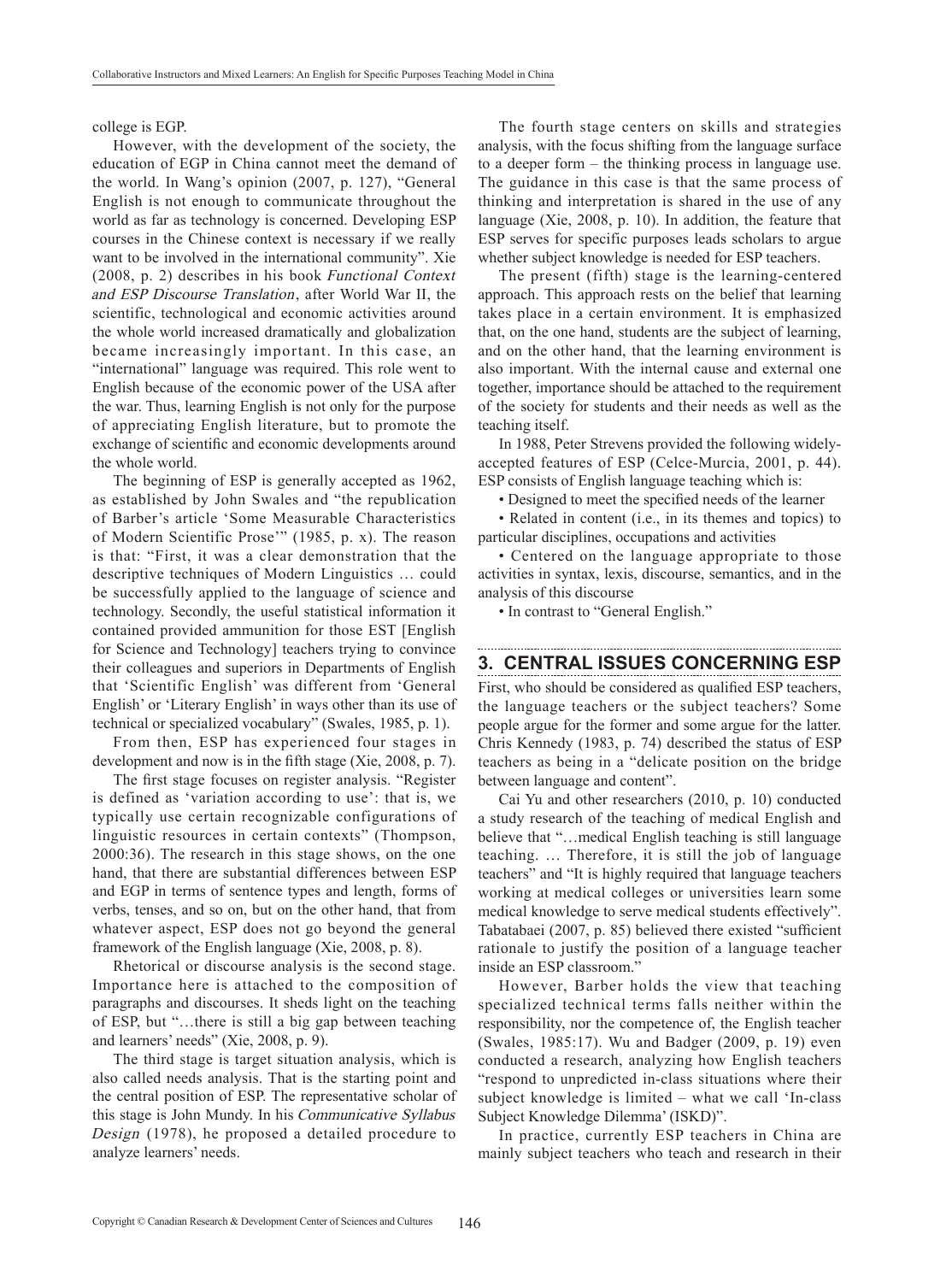college is EGP.

However, with the development of the society, the education of EGP in China cannot meet the demand of the world. In Wang's opinion (2007, p. 127), "General English is not enough to communicate throughout the world as far as technology is concerned. Developing ESP courses in the Chinese context is necessary if we really want to be involved in the international community". Xie (2008, p. 2) describes in his book *Functional Context and ESP Discourse Translation*, after World War II, the scientific, technological and economic activities around the whole world increased dramatically and globalization became increasingly important. In this case, an "international" language was required. This role went to English because of the economic power of the USA after the war. Thus, learning English is not only for the purpose of appreciating English literature, but to promote the exchange of scientific and economic developments around the whole world.

The beginning of ESP is generally accepted as 1962, as established by John Swales and "the republication of Barber's article 'Some Measurable Characteristics of Modern Scientific Prose'" (1985, p. x). The reason is that: "First, it was a clear demonstration that the descriptive techniques of Modern Linguistics … could be successfully applied to the language of science and technology. Secondly, the useful statistical information it contained provided ammunition for those EST [English for Science and Technology] teachers trying to convince their colleagues and superiors in Departments of English that 'Scientific English' was different from 'General English' or 'Literary English' in ways other than its use of technical or specialized vocabulary" (Swales, 1985, p. 1).

From then, ESP has experienced four stages in development and now is in the fifth stage (Xie, 2008, p. 7).

The first stage focuses on register analysis. "Register is defined as 'variation according to use': that is, we typically use certain recognizable configurations of linguistic resources in certain contexts" (Thompson, 2000:36). The research in this stage shows, on the one hand, that there are substantial differences between ESP and EGP in terms of sentence types and length, forms of verbs, tenses, and so on, but on the other hand, that from whatever aspect, ESP does not go beyond the general framework of the English language (Xie, 2008, p. 8).

Rhetorical or discourse analysis is the second stage. Importance here is attached to the composition of paragraphs and discourses. It sheds light on the teaching of ESP, but "…there is still a big gap between teaching and learners' needs" (Xie, 2008, p. 9).

The third stage is target situation analysis, which is also called needs analysis. That is the starting point and the central position of ESP. The representative scholar of this stage is John Mundy. In his *Communicative Syllabus Design* (1978), he proposed a detailed procedure to analyze learners' needs.

The fourth stage centers on skills and strategies analysis, with the focus shifting from the language surface to a deeper form – the thinking process in language use. The guidance in this case is that the same process of thinking and interpretation is shared in the use of any language (Xie, 2008, p. 10). In addition, the feature that ESP serves for specific purposes leads scholars to argue whether subject knowledge is needed for ESP teachers.

The present (fifth) stage is the learning-centered approach. This approach rests on the belief that learning takes place in a certain environment. It is emphasized that, on the one hand, students are the subject of learning, and on the other hand, that the learning environment is also important. With the internal cause and external one together, importance should be attached to the requirement of the society for students and their needs as well as the teaching itself.

In 1988, Peter Strevens provided the following widely-accepted features of ESP (Celce-Murcia, 2001, p. 44). ESP consists of English language teaching which is:

- Designed to meet the specified needs of the learner
- Related in content (i.e., in its themes and topics) to particular disciplines, occupations and activities
- Centered on the language appropriate to those activities in syntax, lexis, discourse, semantics, and in the analysis of this discourse
- In contrast to "General English."

## 3. CENTRAL ISSUES CONCERNING ESP

First, who should be considered as qualified ESP teachers, the language teachers or the subject teachers? Some people argue for the former and some argue for the latter. Chris Kennedy (1983, p. 74) described the status of ESP teachers as being in a "delicate position on the bridge between language and content".

Cai Yu and other researchers (2010, p. 10) conducted a study research of the teaching of medical English and believe that "…medical English teaching is still language teaching. … Therefore, it is still the job of language teachers" and "It is highly required that language teachers working at medical colleges or universities learn some medical knowledge to serve medical students effectively". Tabatabaei (2007, p. 85) believed there existed "sufficient rationale to justify the position of a language teacher inside an ESP classroom."

However, Barber holds the view that teaching specialized technical terms falls neither within the responsibility, nor the competence of, the English teacher (Swales, 1985:17). Wu and Badger (2009, p. 19) even conducted a research, analyzing how English teachers "respond to unpredicted in-class situations where their subject knowledge is limited – what we call 'In-class Subject Knowledge Dilemma' (ISKD)".

In practice, currently ESP teachers in China are mainly subject teachers who teach and research in their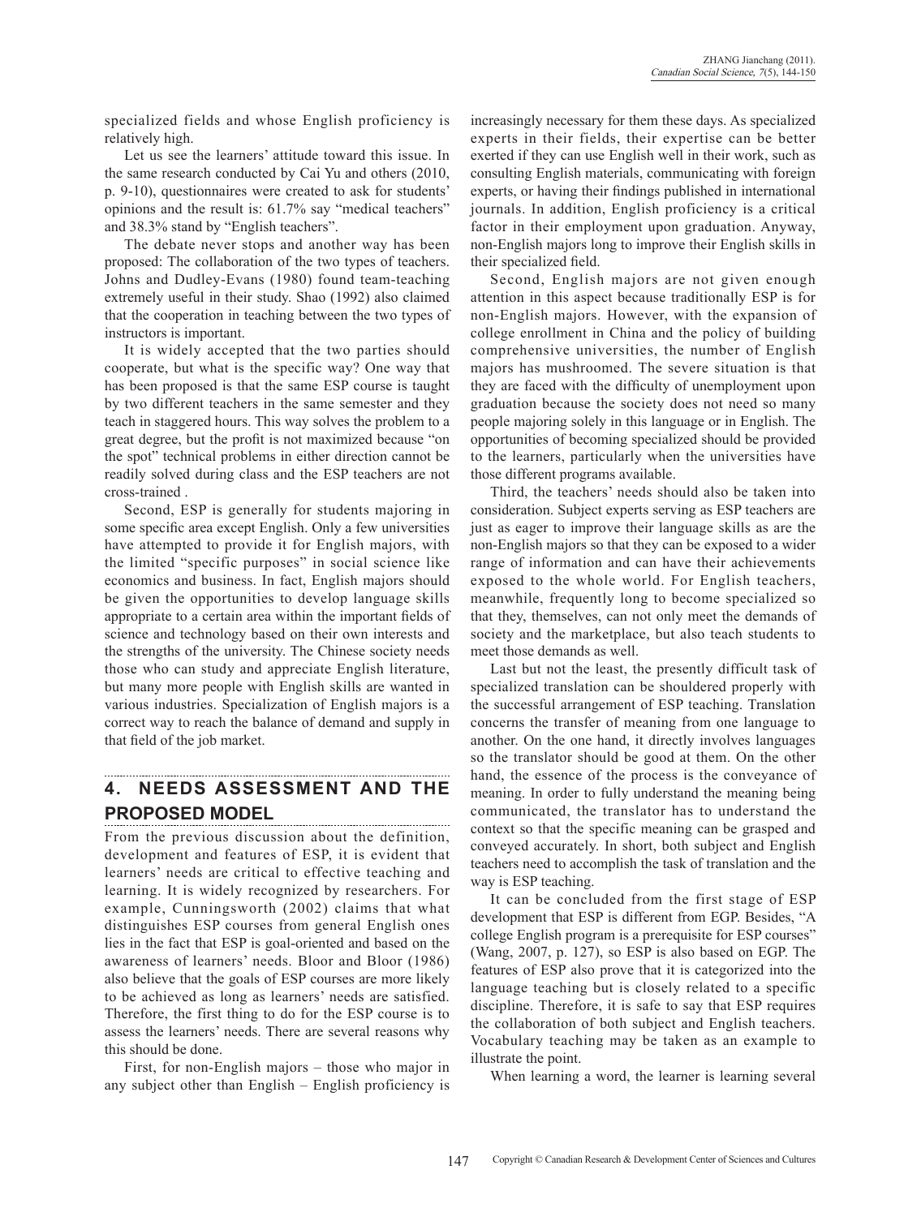specialized fields and whose English proficiency is relatively high.

Let us see the learners' attitude toward this issue. In the same research conducted by Cai Yu and others (2010, p. 9-10), questionnaires were created to ask for students' opinions and the result is: 61.7% say "medical teachers" and 38.3% stand by "English teachers".

The debate never stops and another way has been proposed: The collaboration of the two types of teachers. Johns and Dudley-Evans (1980) found team-teaching extremely useful in their study. Shao (1992) also claimed that the cooperation in teaching between the two types of instructors is important.

It is widely accepted that the two parties should cooperate, but what is the specific way? One way that has been proposed is that the same ESP course is taught by two different teachers in the same semester and they teach in staggered hours. This way solves the problem to a great degree, but the profit is not maximized because "on the spot" technical problems in either direction cannot be readily solved during class and the ESP teachers are not cross-trained .

Second, ESP is generally for students majoring in some specific area except English. Only a few universities have attempted to provide it for English majors, with the limited "specific purposes" in social science like economics and business. In fact, English majors should be given the opportunities to develop language skills appropriate to a certain area within the important fields of science and technology based on their own interests and the strengths of the university. The Chinese society needs those who can study and appreciate English literature, but many more people with English skills are wanted in various industries. Specialization of English majors is a correct way to reach the balance of demand and supply in that field of the job market.

## 4. NEEDS ASSESSMENT AND THE PROPOSED MODEL

From the previous discussion about the definition, development and features of ESP, it is evident that learners' needs are critical to effective teaching and learning. It is widely recognized by researchers. For example, Cunningsworth (2002) claims that what distinguishes ESP courses from general English ones lies in the fact that ESP is goal-oriented and based on the awareness of learners' needs. Bloor and Bloor (1986) also believe that the goals of ESP courses are more likely to be achieved as long as learners' needs are satisfied. Therefore, the first thing to do for the ESP course is to assess the learners' needs. There are several reasons why this should be done.

First, for non-English majors – those who major in any subject other than English – English proficiency is increasingly necessary for them these days. As specialized experts in their fields, their expertise can be better exerted if they can use English well in their work, such as consulting English materials, communicating with foreign experts, or having their findings published in international journals. In addition, English proficiency is a critical factor in their employment upon graduation. Anyway, non-English majors long to improve their English skills in their specialized field.

Second, English majors are not given enough attention in this aspect because traditionally ESP is for non-English majors. However, with the expansion of college enrollment in China and the policy of building comprehensive universities, the number of English majors has mushroomed. The severe situation is that they are faced with the difficulty of unemployment upon graduation because the society does not need so many people majoring solely in this language or in English. The opportunities of becoming specialized should be provided to the learners, particularly when the universities have those different programs available.

Third, the teachers' needs should also be taken into consideration. Subject experts serving as ESP teachers are just as eager to improve their language skills as are the non-English majors so that they can be exposed to a wider range of information and can have their achievements exposed to the whole world. For English teachers, meanwhile, frequently long to become specialized so that they, themselves, can not only meet the demands of society and the marketplace, but also teach students to meet those demands as well.

Last but not the least, the presently difficult task of specialized translation can be shouldered properly with the successful arrangement of ESP teaching. Translation concerns the transfer of meaning from one language to another. On the one hand, it directly involves languages so the translator should be good at them. On the other hand, the essence of the process is the conveyance of meaning. In order to fully understand the meaning being communicated, the translator has to understand the context so that the specific meaning can be grasped and conveyed accurately. In short, both subject and English teachers need to accomplish the task of translation and the way is ESP teaching.

It can be concluded from the first stage of ESP development that ESP is different from EGP. Besides, "A college English program is a prerequisite for ESP courses" (Wang, 2007, p. 127), so ESP is also based on EGP. The features of ESP also prove that it is categorized into the language teaching but is closely related to a specific discipline. Therefore, it is safe to say that ESP requires the collaboration of both subject and English teachers. Vocabulary teaching may be taken as an example to illustrate the point.

When learning a word, the learner is learning several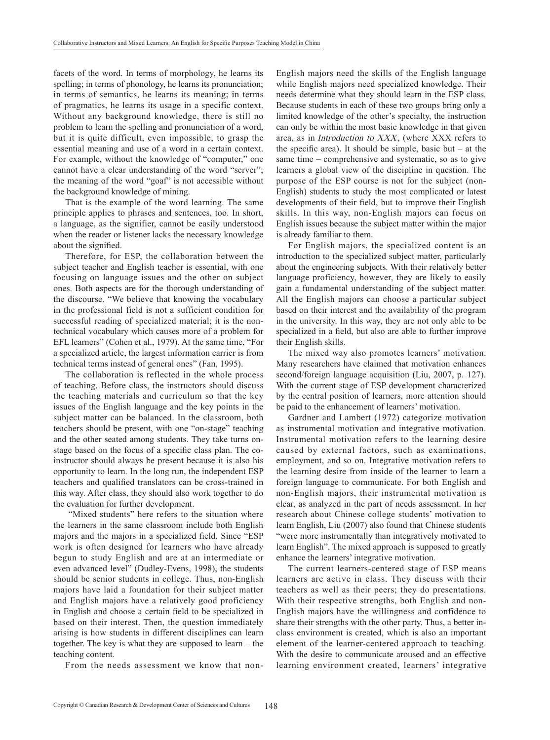facets of the word. In terms of morphology, he learns its spelling; in terms of phonology, he learns its pronunciation; in terms of semantics, he learns its meaning; in terms of pragmatics, he learns its usage in a specific context. Without any background knowledge, there is still no problem to learn the spelling and pronunciation of a word, but it is quite difficult, even impossible, to grasp the essential meaning and use of a word in a certain context. For example, without the knowledge of "computer," one cannot have a clear understanding of the word "server"; the meaning of the word "goaf" is not accessible without the background knowledge of mining.

That is the example of the word learning. The same principle applies to phrases and sentences, too. In short, a language, as the signifier, cannot be easily understood when the reader or listener lacks the necessary knowledge about the signified.

Therefore, for ESP, the collaboration between the subject teacher and English teacher is essential, with one focusing on language issues and the other on subject ones. Both aspects are for the thorough understanding of the discourse. "We believe that knowing the vocabulary in the professional field is not a sufficient condition for successful reading of specialized material; it is the non-technical vocabulary which causes more of a problem for EFL learners" (Cohen et al., 1979). At the same time, "For a specialized article, the largest information carrier is from technical terms instead of general ones" (Fan, 1995).

The collaboration is reflected in the whole process of teaching. Before class, the instructors should discuss the teaching materials and curriculum so that the key issues of the English language and the key points in the subject matter can be balanced. In the classroom, both teachers should be present, with one "on-stage" teaching and the other seated among students. They take turns on-stage based on the focus of a specific class plan. The co-instructor should always be present because it is also his opportunity to learn. In the long run, the independent ESP teachers and qualified translators can be cross-trained in this way. After class, they should also work together to do the evaluation for further development.

"Mixed students" here refers to the situation where the learners in the same classroom include both English majors and the majors in a specialized field. Since "ESP work is often designed for learners who have already begun to study English and are at an intermediate or even advanced level" (Dudley-Evens, 1998), the students should be senior students in college. Thus, non-English majors have laid a foundation for their subject matter and English majors have a relatively good proficiency in English and choose a certain field to be specialized in based on their interest. Then, the question immediately arising is how students in different disciplines can learn together. The key is what they are supposed to learn – the teaching content.

From the needs assessment we know that non-English majors need the skills of the English language while English majors need specialized knowledge. Their needs determine what they should learn in the ESP class. Because students in each of these two groups bring only a limited knowledge of the other's specialty, the instruction can only be within the most basic knowledge in that given area, as in *Introduction to XXX*, (where XXX refers to the specific area). It should be simple, basic but – at the same time – comprehensive and systematic, so as to give learners a global view of the discipline in question. The purpose of the ESP course is not for the subject (non-English) students to study the most complicated or latest developments of their field, but to improve their English skills. In this way, non-English majors can focus on English issues because the subject matter within the major is already familiar to them.

For English majors, the specialized content is an introduction to the specialized subject matter, particularly about the engineering subjects. With their relatively better language proficiency, however, they are likely to easily gain a fundamental understanding of the subject matter. All the English majors can choose a particular subject based on their interest and the availability of the program in the university. In this way, they are not only able to be specialized in a field, but also are able to further improve their English skills.

The mixed way also promotes learners' motivation. Many researchers have claimed that motivation enhances second/foreign language acquisition (Liu, 2007, p. 127). With the current stage of ESP development characterized by the central position of learners, more attention should be paid to the enhancement of learners' motivation.

Gardner and Lambert (1972) categorize motivation as instrumental motivation and integrative motivation. Instrumental motivation refers to the learning desire caused by external factors, such as examinations, employment, and so on. Integrative motivation refers to the learning desire from inside of the learner to learn a foreign language to communicate. For both English and non-English majors, their instrumental motivation is clear, as analyzed in the part of needs assessment. In her research about Chinese college students' motivation to learn English, Liu (2007) also found that Chinese students "were more instrumentally than integratively motivated to learn English". The mixed approach is supposed to greatly enhance the learners' integrative motivation.

The current learners-centered stage of ESP means learners are active in class. They discuss with their teachers as well as their peers; they do presentations. With their respective strengths, both English and non-English majors have the willingness and confidence to share their strengths with the other party. Thus, a better in-class environment is created, which is also an important element of the learner-centered approach to teaching. With the desire to communicate aroused and an effective learning environment created, learners' integrative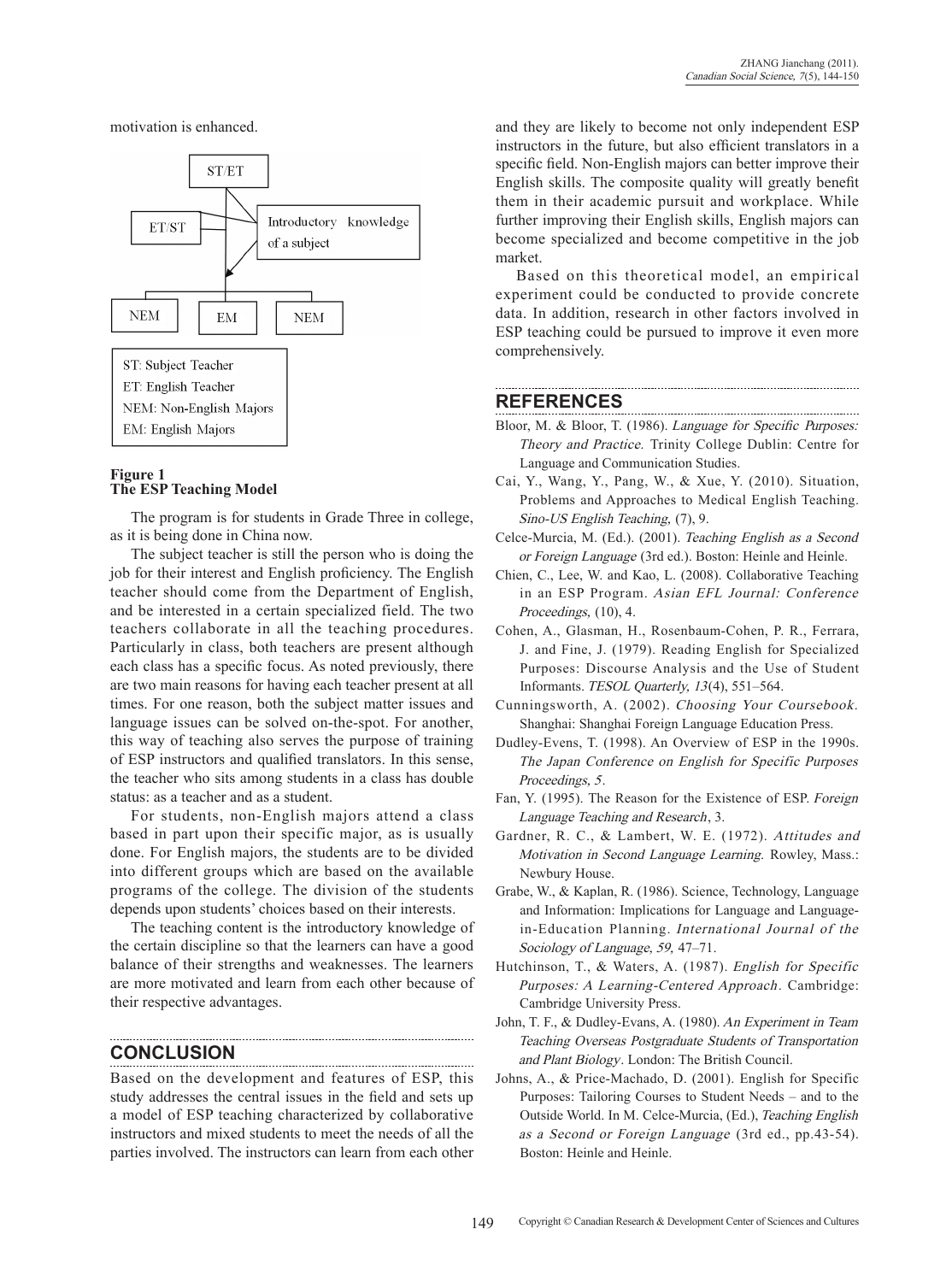motivation is enhanced.

ST/ET

ET/ST

Introductory knowledge of a subject

NEM EM NEM

ST: Subject Teacher
ET: English Teacher
NEM: Non-English Majors
EM: English Majors

**Figure 1**
**The ESP Teaching Model**

The program is for students in Grade Three in college, as it is being done in China now.

The subject teacher is still the person who is doing the job for their interest and English proficiency. The English teacher should come from the Department of English, and be interested in a certain specialized field. The two teachers collaborate in all the teaching procedures. Particularly in class, both teachers are present although each class has a specific focus. As noted previously, there are two main reasons for having each teacher present at all times. For one reason, both the subject matter issues and language issues can be solved on-the-spot. For another, this way of teaching also serves the purpose of training of ESP instructors and qualified translators. In this sense, the teacher who sits among students in a class has double status: as a teacher and as a student.

For students, non-English majors attend a class based in part upon their specific major, as is usually done. For English majors, the students are to be divided into different groups which are based on the available programs of the college. The division of the students depends upon students' choices based on their interests.

The teaching content is the introductory knowledge of the certain discipline so that the learners can have a good balance of their strengths and weaknesses. The learners are more motivated and learn from each other because of their respective advantages.

## CONCLUSION

Based on the development and features of ESP, this study addresses the central issues in the field and sets up a model of ESP teaching characterized by collaborative instructors and mixed students to meet the needs of all the parties involved. The instructors can learn from each other and they are likely to become not only independent ESP instructors in the future, but also efficient translators in a specific field. Non-English majors can better improve their English skills. The composite quality will greatly benefit them in their academic pursuit and workplace. While further improving their English skills, English majors can become specialized and become competitive in the job market.

Based on this theoretical model, an empirical experiment could be conducted to provide concrete data. In addition, research in other factors involved in ESP teaching could be pursued to improve it even more comprehensively.

## REFERENCES

Bloor, M. & Bloor, T. (1986). *Language for Specific Purposes: Theory and Practice.* Trinity College Dublin: Centre for Language and Communication Studies.

Cai, Y., Wang, Y., Pang, W., & Xue, Y. (2010). Situation, Problems and Approaches to Medical English Teaching. *Sino-US English Teaching,* (7), 9.

Celce-Murcia, M. (Ed.). (2001). *Teaching English as a Second or Foreign Language* (3rd ed.). Boston: Heinle and Heinle.

Chien, C., Lee, W. and Kao, L. (2008). Collaborative Teaching in an ESP Program. *Asian EFL Journal: Conference Proceedings,* (10), 4.

Cohen, A., Glasman, H., Rosenbaum-Cohen, P. R., Ferrara, J. and Fine, J. (1979). Reading English for Specialized Purposes: Discourse Analysis and the Use of Student Informants. *TESOL Quarterly, 13*(4), 551–564.

Cunningsworth, A. (2002). *Choosing Your Coursebook*. Shanghai: Shanghai Foreign Language Education Press.

Dudley-Evens, T. (1998). An Overview of ESP in the 1990s. *The Japan Conference on English for Specific Purposes Proceedings, 5*.

Fan, Y. (1995). The Reason for the Existence of ESP. *Foreign Language Teaching and Research*, 3.

Gardner, R. C., & Lambert, W. E. (1972). *Attitudes and Motivation in Second Language Learning.* Rowley, Mass.: Newbury House.

Grabe, W., & Kaplan, R. (1986). Science, Technology, Language and Information: Implications for Language and Language-in-Education Planning. *International Journal of the Sociology of Language, 59,* 47–71.

Hutchinson, T., & Waters, A. (1987). *English for Specific Purposes: A Learning-Centered Approach*. Cambridge: Cambridge University Press.

John, T. F., & Dudley-Evans, A. (1980). *An Experiment in Team Teaching Overseas Postgraduate Students of Transportation and Plant Biology*. London: The British Council.

Johns, A., & Price-Machado, D. (2001). English for Specific Purposes: Tailoring Courses to Student Needs – and to the Outside World. In M. Celce-Murcia, (Ed.), *Teaching English as a Second or Foreign Language* (3rd ed., pp.43-54). Boston: Heinle and Heinle.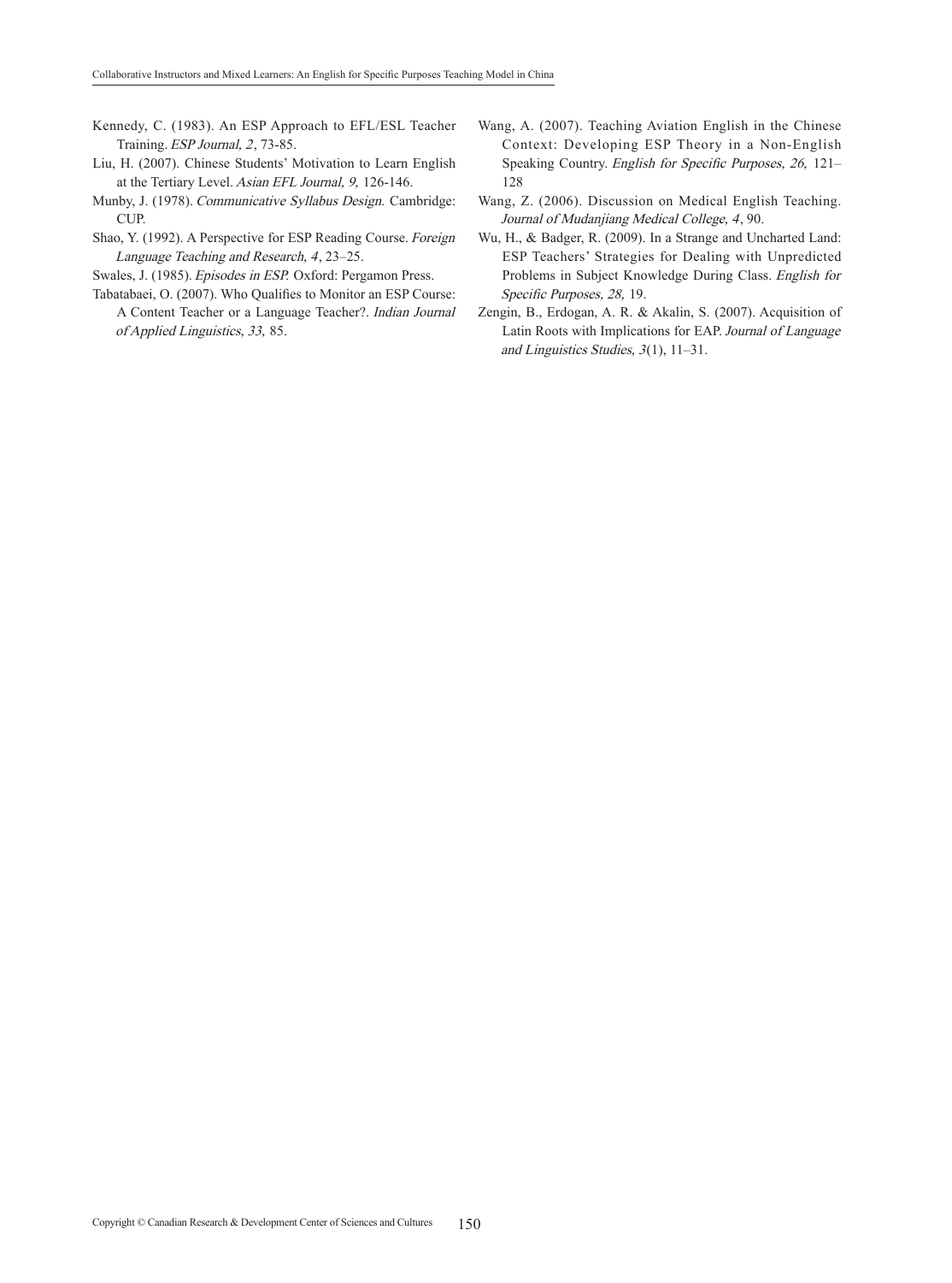Kennedy, C. (1983). An ESP Approach to EFL/ESL Teacher Training. *ESP Journal, 2*, 73-85.

Liu, H. (2007). Chinese Students' Motivation to Learn English at the Tertiary Level. *Asian EFL Journal, 9,* 126-146.

Munby, J. (1978). *Communicative Syllabus Design.* Cambridge: CUP.

Shao, Y. (1992). A Perspective for ESP Reading Course. *Foreign Language Teaching and Research, 4*, 23–25.

Swales, J. (1985). *Episodes in ESP.* Oxford: Pergamon Press.

Tabatabaei, O. (2007). Who Qualifies to Monitor an ESP Course: A Content Teacher or a Language Teacher?. *Indian Journal of Applied Linguistics*, *33,* 85.

Wang, A. (2007). Teaching Aviation English in the Chinese Context: Developing ESP Theory in a Non-English Speaking Country. *English for Specific Purposes*, *26,* 121–128

Wang, Z. (2006). Discussion on Medical English Teaching. *Journal of Mudanjiang Medical College*, *4*, 90.

Wu, H., & Badger, R. (2009). In a Strange and Uncharted Land: ESP Teachers' Strategies for Dealing with Unpredicted Problems in Subject Knowledge During Class. *English for Specific Purposes, 28,* 19.

Zengin, B., Erdogan, A. R. & Akalin, S. (2007). Acquisition of Latin Roots with Implications for EAP. *Journal of Language and Linguistics Studies, 3*(1), 11–31.